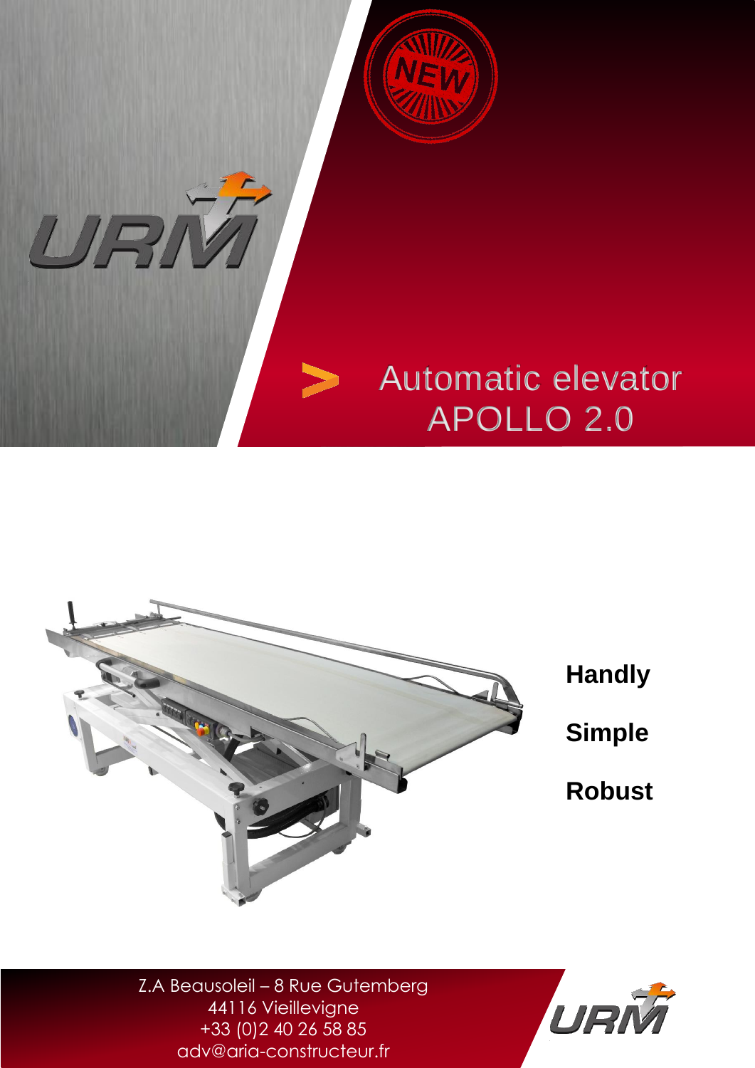# Automatic elevator APOLLO 2.0

**Handly**

**Simple**

**Robust**

Z.A Beausoleil – 8 Rue Gutemberg
44116 Vieillevigne
+33 (0)2 40 26 58 85
adv@aria-constructeur.fr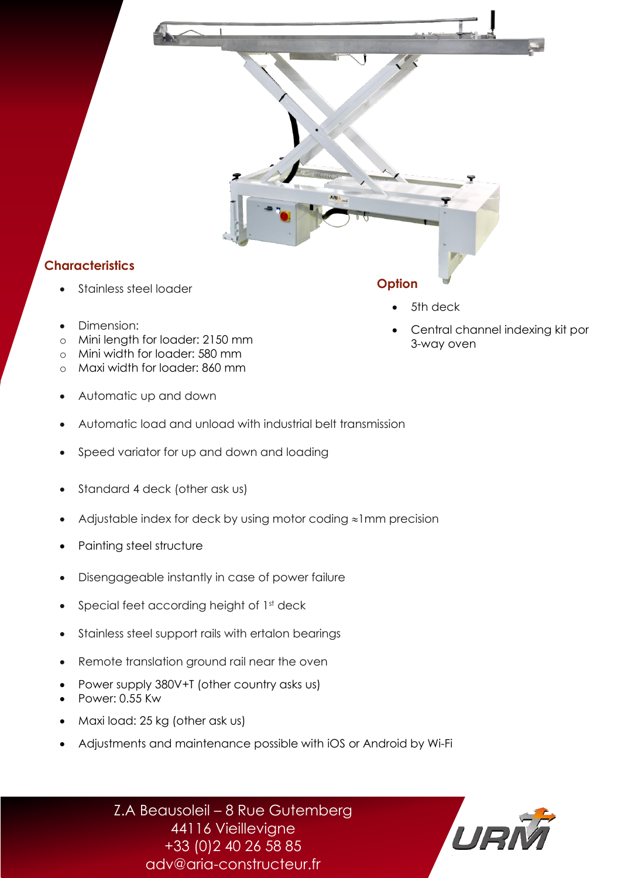## Characteristics

- Stainless steel loader
- Dimension:
  - Mini length for loader: 2150 mm
  - Mini width for loader: 580 mm
  - Maxi width for loader: 860 mm
- Automatic up and down
- Automatic load and unload with industrial belt transmission
- Speed variator for up and down and loading
- Standard 4 deck (other ask us)
- Adjustable index for deck by using motor coding ≈1mm precision
- Painting steel structure
- Disengageable instantly in case of power failure
- Special feet according height of 1st deck
- Stainless steel support rails with ertalon bearings
- Remote translation ground rail near the oven
- Power supply 380V+T (other country asks us)
- Power: 0.55 Kw
- Maxi load: 25 kg (other ask us)
- Adjustments and maintenance possible with iOS or Android by Wi-Fi

## Option

- 5th deck
- Central channel indexing kit por 3-way oven

Z.A Beausoleil – 8 Rue Gutemberg
44116 Vieillevigne
+33 (0)2 40 26 58 85
adv@aria-constructeur.fr

URM